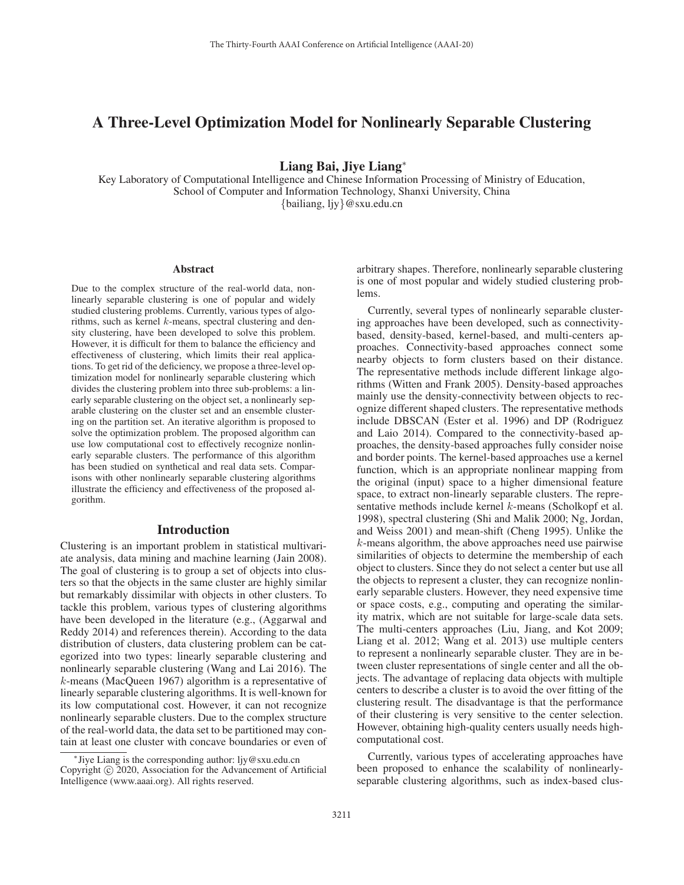# A Three-Level Optimization Model for Nonlinearly Separable Clustering

**Liang Bai, Jiye Liang***

Key Laboratory of Computational Intelligence and Chinese Information Processing of Ministry of Education, School of Computer and Information Technology, Shanxi University, China

{bailiang, ljy}@sxu.edu.cn

## Abstract

Due to the complex structure of the real-world data, nonlinearly separable clustering is one of popular and widely studied clustering problems. Currently, various types of algorithms, such as kernel $k$-means, spectral clustering and density clustering, have been developed to solve this problem. However, it is difficult for them to balance the efficiency and effectiveness of clustering, which limits their real applications. To get rid of the deficiency, we propose a three-level optimization model for nonlinearly separable clustering which divides the clustering problem into three sub-problems: a linearly separable clustering on the object set, a nonlinearly separable clustering on the cluster set and an ensemble clustering on the partition set. An iterative algorithm is proposed to solve the optimization problem. The proposed algorithm can use low computational cost to effectively recognize nonlinearly separable clusters. The performance of this algorithm has been studied on synthetical and real data sets. Comparisons with other nonlinearly separable clustering algorithms illustrate the efficiency and effectiveness of the proposed algorithm.

## Introduction

Clustering is an important problem in statistical multivariate analysis, data mining and machine learning (Jain 2008). The goal of clustering is to group a set of objects into clusters so that the objects in the same cluster are highly similar but remarkably dissimilar with objects in other clusters. To tackle this problem, various types of clustering algorithms have been developed in the literature (e.g., (Aggarwal and Reddy 2014) and references therein). According to the data distribution of clusters, data clustering problem can be categorized into two types: linearly separable clustering and nonlinearly separable clustering (Wang and Lai 2016). The $k$-means (MacQueen 1967) algorithm is a representative of linearly separable clustering algorithms. It is well-known for its low computational cost. However, it can not recognize nonlinearly separable clusters. Due to the complex structure of the real-world data, the data set to be partitioned may contain at least one cluster with concave boundaries or even of arbitrary shapes. Therefore, nonlinearly separable clustering is one of most popular and widely studied clustering problems.

Currently, several types of nonlinearly separable clustering approaches have been developed, such as connectivity-based, density-based, kernel-based, and multi-centers approaches. Connectivity-based approaches connect some nearby objects to form clusters based on their distance. The representative methods include different linkage algorithms (Witten and Frank 2005). Density-based approaches mainly use the density-connectivity between objects to recognize different shaped clusters. The representative methods include DBSCAN (Ester et al. 1996) and DP (Rodriguez and Laio 2014). Compared to the connectivity-based approaches, the density-based approaches fully consider noise and border points. The kernel-based approaches use a kernel function, which is an appropriate nonlinear mapping from the original (input) space to a higher dimensional feature space, to extract non-linearly separable clusters. The representative methods include kernel $k$-means (Scholkopf et al. 1998), spectral clustering (Shi and Malik 2000; Ng, Jordan, and Weiss 2001) and mean-shift (Cheng 1995). Unlike the $k$-means algorithm, the above approaches need use pairwise similarities of objects to determine the membership of each object to clusters. Since they do not select a center but use all the objects to represent a cluster, they can recognize nonlinearly separable clusters. However, they need expensive time or space costs, e.g., computing and operating the similarity matrix, which are not suitable for large-scale data sets. The multi-centers approaches (Liu, Jiang, and Kot 2009; Liang et al. 2012; Wang et al. 2013) use multiple centers to represent a nonlinearly separable cluster. They are in between cluster representations of single center and all the objects. The advantage of replacing data objects with multiple centers to describe a cluster is to avoid the over fitting of the clustering result. The disadvantage is that the performance of their clustering is very sensitive to the center selection. However, obtaining high-quality centers usually needs high-computational cost.

Currently, various types of accelerating approaches have been proposed to enhance the scalability of nonlinearly-separable clustering algorithms, such as index-based clus-

*Jiye Liang is the corresponding author: ljy@sxu.edu.cn

Copyright © 2020, Association for the Advancement of Artificial Intelligence (www.aaai.org). All rights reserved.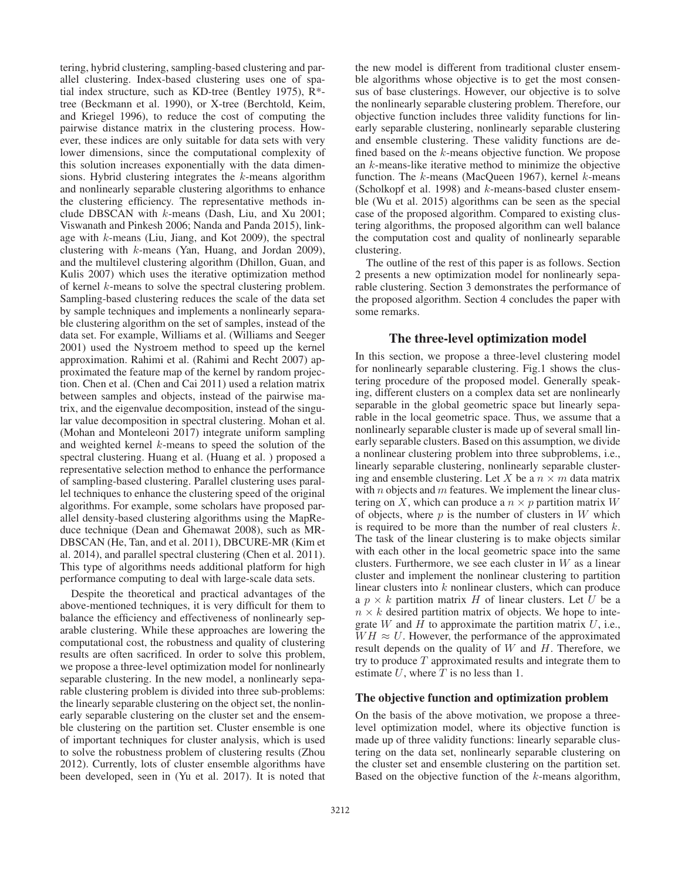tering, hybrid clustering, sampling-based clustering and parallel clustering. Index-based clustering uses one of spatial index structure, such as KD-tree (Bentley 1975), R*-tree (Beckmann et al. 1990), or X-tree (Berchtold, Keim, and Kriegel 1996), to reduce the cost of computing the pairwise distance matrix in the clustering process. However, these indices are only suitable for data sets with very lower dimensions, since the computational complexity of this solution increases exponentially with the data dimensions. Hybrid clustering integrates the $k$-means algorithm and nonlinearly separable clustering algorithms to enhance the clustering efficiency. The representative methods include DBSCAN with $k$-means (Dash, Liu, and Xu 2001; Viswanath and Pinkesh 2006; Nanda and Panda 2015), linkage with $k$-means (Liu, Jiang, and Kot 2009), the spectral clustering with $k$-means (Yan, Huang, and Jordan 2009), and the multilevel clustering algorithm (Dhillon, Guan, and Kulis 2007) which uses the iterative optimization method of kernel $k$-means to solve the spectral clustering problem. Sampling-based clustering reduces the scale of the data set by sample techniques and implements a nonlinearly separable clustering algorithm on the set of samples, instead of the data set. For example, Williams et al. (Williams and Seeger 2001) used the Nystroem method to speed up the kernel approximation. Rahimi et al. (Rahimi and Recht 2007) approximated the feature map of the kernel by random projection. Chen et al. (Chen and Cai 2011) used a relation matrix between samples and objects, instead of the pairwise matrix, and the eigenvalue decomposition, instead of the singular value decomposition in spectral clustering. Mohan et al. (Mohan and Monteleoni 2017) integrate uniform sampling and weighted kernel $k$-means to speed the solution of the spectral clustering. Huang et al. (Huang et al. ) proposed a representative selection method to enhance the performance of sampling-based clustering. Parallel clustering uses parallel techniques to enhance the clustering speed of the original algorithms. For example, some scholars have proposed parallel density-based clustering algorithms using the MapReduce technique (Dean and Ghemawat 2008), such as MR-DBSCAN (He, Tan, and et al. 2011), DBCURE-MR (Kim et al. 2014), and parallel spectral clustering (Chen et al. 2011). This type of algorithms needs additional platform for high performance computing to deal with large-scale data sets.

Despite the theoretical and practical advantages of the above-mentioned techniques, it is very difficult for them to balance the efficiency and effectiveness of nonlinearly separable clustering. While these approaches are lowering the computational cost, the robustness and quality of clustering results are often sacrificed. In order to solve this problem, we propose a three-level optimization model for nonlinearly separable clustering. In the new model, a nonlinearly separable clustering problem is divided into three sub-problems: the linearly separable clustering on the object set, the nonlinearly separable clustering on the cluster set and the ensemble clustering on the partition set. Cluster ensemble is one of important techniques for cluster analysis, which is used to solve the robustness problem of clustering results (Zhou 2012). Currently, lots of cluster ensemble algorithms have been developed, seen in (Yu et al. 2017). It is noted that the new model is different from traditional cluster ensemble algorithms whose objective is to get the most consensus of base clusterings. However, our objective is to solve the nonlinearly separable clustering problem. Therefore, our objective function includes three validity functions for linearly separable clustering, nonlinearly separable clustering and ensemble clustering. These validity functions are defined based on the $k$-means objective function. We propose an $k$-means-like iterative method to minimize the objective function. The $k$-means (MacQueen 1967), kernel $k$-means (Scholkopf et al. 1998) and $k$-means-based cluster ensemble (Wu et al. 2015) algorithms can be seen as the special case of the proposed algorithm. Compared to existing clustering algorithms, the proposed algorithm can well balance the computation cost and quality of nonlinearly separable clustering.

The outline of the rest of this paper is as follows. Section 2 presents a new optimization model for nonlinearly separable clustering. Section 3 demonstrates the performance of the proposed algorithm. Section 4 concludes the paper with some remarks.

## The three-level optimization model

In this section, we propose a three-level clustering model for nonlinearly separable clustering. Fig.1 shows the clustering procedure of the proposed model. Generally speaking, different clusters on a complex data set are nonlinearly separable in the global geometric space but linearly separable in the local geometric space. Thus, we assume that a nonlinearly separable cluster is made up of several small linearly separable clusters. Based on this assumption, we divide a nonlinear clustering problem into three subproblems, i.e., linearly separable clustering, nonlinearly separable clustering and ensemble clustering. Let $X$ be a $n \times m$ data matrix with $n$ objects and $m$ features. We implement the linear clustering on $X$, which can produce a $n \times p$ partition matrix $W$ of objects, where $p$ is the number of clusters in $W$ which is required to be more than the number of real clusters $k$. The task of the linear clustering is to make objects similar with each other in the local geometric space into the same clusters. Furthermore, we see each cluster in $W$ as a linear cluster and implement the nonlinear clustering to partition linear clusters into $k$ nonlinear clusters, which can produce a $p \times k$ partition matrix $H$ of linear clusters. Let $U$ be a $n \times k$ desired partition matrix of objects. We hope to integrate $W$ and $H$ to approximate the partition matrix $U$, i.e., $WH \approx U$. However, the performance of the approximated result depends on the quality of $W$ and $H$. Therefore, we try to produce $T$ approximated results and integrate them to estimate $U$, where $T$ is no less than 1.

### The objective function and optimization problem

On the basis of the above motivation, we propose a three-level optimization model, where its objective function is made up of three validity functions: linearly separable clustering on the data set, nonlinearly separable clustering on the cluster set and ensemble clustering on the partition set. Based on the objective function of the $k$-means algorithm,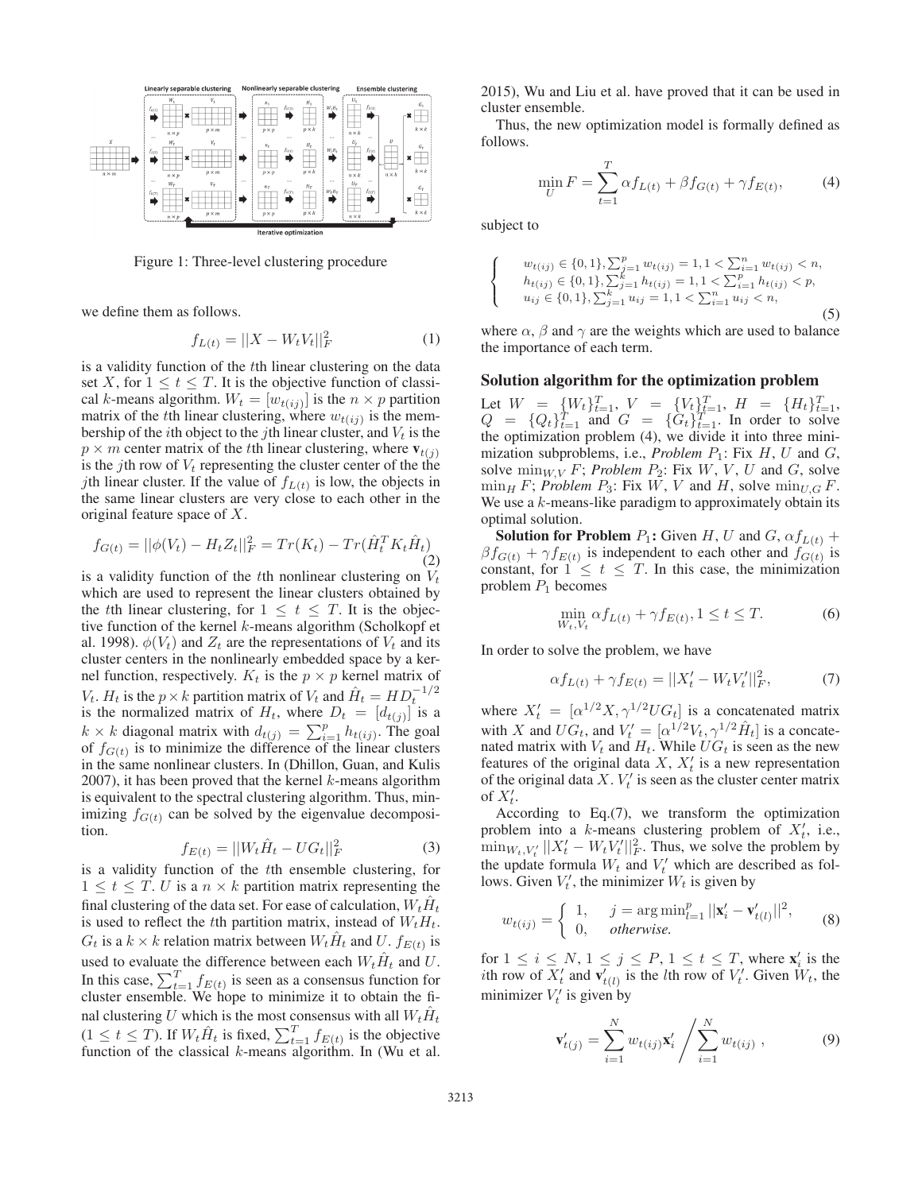Figure 1: Three-level clustering procedure

we define them as follows.

$$f_{L(t)} = ||X - W_t V_t||_F^2 \tag{1}$$

is a validity function of the $t$th linear clustering on the data set $X$, for $1 \leq t \leq T$. It is the objective function of classical $k$-means algorithm. $W_t = [w_{t(ij)}]$ is the $n \times p$ partition matrix of the $t$th linear clustering, where $w_{t(ij)}$ is the membership of the $i$th object to the $j$th linear cluster, and $V_t$ is the $p \times m$ center matrix of the $t$th linear clustering, where $\mathbf{v}_{t(j)}$ is the $j$th row of $V_t$ representing the cluster center of the the $j$th linear cluster. If the value of $f_{L(t)}$ is low, the objects in the same linear clusters are very close to each other in the original feature space of $X$.

$$f_{G(t)} = ||\phi(V_t) - H_t Z_t||_F^2 = Tr(K_t) - Tr(\hat{H}_t^T K_t \hat{H}_t) \tag{2}$$

is a validity function of the $t$th nonlinear clustering on $V_t$ which are used to represent the linear clusters obtained by the $t$th linear clustering, for $1 \leq t \leq T$. It is the objective function of the kernel $k$-means algorithm (Scholkopf et al. 1998). $\phi(V_t)$ and $Z_t$ are the representations of $V_t$ and its cluster centers in the nonlinearly embedded space by a kernel function, respectively. $K_t$ is the $p \times p$ kernel matrix of $V_t$. $H_t$ is the $p \times k$ partition matrix of $V_t$ and $\hat{H}_t = HD_t^{-1/2}$ is the normalized matrix of $H_t$, where $D_t = [d_{t(j)}]$ is a $k \times k$ diagonal matrix with $d_{t(j)} = \sum_{i=1}^{p} h_{t(ij)}$. The goal of $f_{G(t)}$ is to minimize the difference of the linear clusters in the same nonlinear clusters. In (Dhillon, Guan, and Kulis 2007), it has been proved that the kernel $k$-means algorithm is equivalent to the spectral clustering algorithm. Thus, minimizing $f_{G(t)}$ can be solved by the eigenvalue decomposition.

$$f_{E(t)} = ||W_t \hat{H}_t - UG_t||_F^2 \tag{3}$$

is a validity function of the $t$th ensemble clustering, for $1 \leq t \leq T$. $U$ is a $n \times k$ partition matrix representing the final clustering of the data set. For ease of calculation, $W_t \hat{H}_t$ is used to reflect the $t$th partition matrix, instead of $W_t H_t$. $G_t$ is a $k \times k$ relation matrix between $W_t \hat{H}_t$ and $U$. $f_{E(t)}$ is used to evaluate the difference between each $W_t \hat{H}_t$ and $U$. In this case, $\sum_{t=1}^{T} f_{E(t)}$ is seen as a consensus function for cluster ensemble. We hope to minimize it to obtain the final clustering $U$ which is the most consensus with all $W_t \hat{H}_t$ ($1 \leq t \leq T$). If $W_t \hat{H}_t$ is fixed, $\sum_{t=1}^{T} f_{E(t)}$ is the objective function of the classical $k$-means algorithm. In (Wu et al. 2015), Wu and Liu et al. have proved that it can be used in cluster ensemble.

Thus, the new optimization model is formally defined as follows.

$$\min_{U} F = \sum_{t=1}^{T} \alpha f_{L(t)} + \beta f_{G(t)} + \gamma f_{E(t)}, \tag{4}$$

subject to

$$\begin{cases} w_{t(ij)} \in \{0,1\}, \sum_{j=1}^{p} w_{t(ij)} = 1, 1 < \sum_{i=1}^{n} w_{t(ij)} < n, \\ h_{t(ij)} \in \{0,1\}, \sum_{j=1}^{k} h_{t(ij)} = 1, 1 < \sum_{i=1}^{p} h_{t(ij)} < p, \\ u_{ij} \in \{0,1\}, \sum_{j=1}^{k} u_{ij} = 1, 1 < \sum_{i=1}^{n} u_{ij} < n, \end{cases} \tag{5}$$

where $\alpha$, $\beta$ and $\gamma$ are the weights which are used to balance the importance of each term.

## Solution algorithm for the optimization problem

Let $W = \{W_t\}_{t=1}^T$, $V = \{V_t\}_{t=1}^T$, $H = \{H_t\}_{t=1}^T$, $Q = \{Q_t\}_{t=1}^T$ and $G = \{G_t\}_{t=1}^T$. In order to solve the optimization problem (4), we divide it into three minimization subproblems, i.e., ***Problem*** $P_1$: Fix $H$, $U$ and $G$, solve $\min_{W,V} F$; ***Problem*** $P_2$: Fix $W$, $V$, $U$ and $G$, solve $\min_H F$; ***Problem*** $P_3$: Fix $W$, $V$ and $H$, solve $\min_{U,G} F$. We use a $k$-means-like paradigm to approximately obtain its optimal solution.

**Solution for Problem $P_1$:** Given $H$, $U$ and $G$, $\alpha f_{L(t)} + \beta f_{G(t)} + \gamma f_{E(t)}$ is independent to each other and $f_{G(t)}$ is constant, for $1 \leq t \leq T$. In this case, the minimization problem $P_1$ becomes

$$\min_{W_t, V_t} \alpha f_{L(t)} + \gamma f_{E(t)}, 1 \leq t \leq T. \tag{6}$$

In order to solve the problem, we have

$$\alpha f_{L(t)} + \gamma f_{E(t)} = ||X_t' - W_t V_t'||_F^2, \tag{7}$$

where $X_t' = [\alpha^{1/2} X, \gamma^{1/2} UG_t]$ is a concatenated matrix with $X$ and $UG_t$, and $V_t' = [\alpha^{1/2} V_t, \gamma^{1/2} \hat{H}_t]$ is a concatenated matrix with $V_t$ and $H_t$. While $UG_t$ is seen as the new features of the original data $X$, $X_t'$ is a new representation of the original data $X$. $V_t'$ is seen as the cluster center matrix of $X_t'$.

According to Eq.(7), we transform the optimization problem into a $k$-means clustering problem of $X_t'$, i.e., $\min_{W_t, V_t'} ||X_t' - W_t V_t'||_F^2$. Thus, we solve the problem by the update formula $W_t$ and $V_t'$ which are described as follows. Given $V_t'$, the minimizer $W_t$ is given by

$$w_{t(ij)} = \begin{cases} 1, & j = \arg\min_{l=1}^{p} ||\mathbf{x}_i' - \mathbf{v}_{t(l)}'||^2, \\ 0, & \textit{otherwise}. \end{cases} \tag{8}$$

for $1 \leq i \leq N$, $1 \leq j \leq P$, $1 \leq t \leq T$, where $\mathbf{x}_i'$ is the $i$th row of $X_t'$ and $\mathbf{v}_{t(l)}'$ is the $l$th row of $V_t'$. Given $W_t$, the minimizer $V_t'$ is given by

$$\mathbf{v}_{t(j)}' = \sum_{i=1}^{N} w_{t(ij)} \mathbf{x}_i' \Bigg/ \sum_{i=1}^{N} w_{t(ij)} \ , \tag{9}$$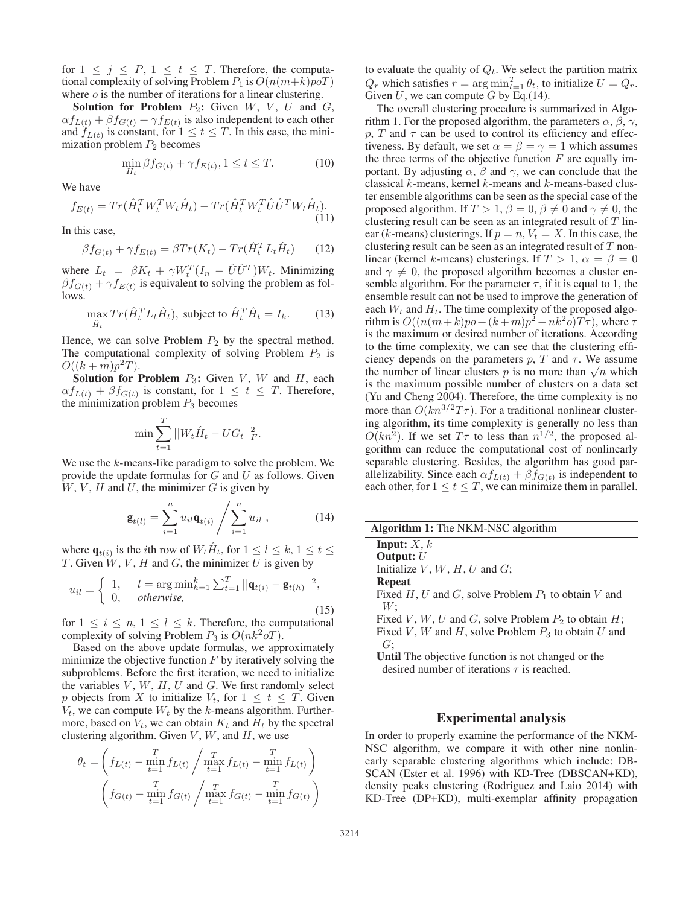for $1 \leq j \leq P$, $1 \leq t \leq T$. Therefore, the computational complexity of solving Problem $P_1$ is $O(n(m+k)poT)$ where $o$ is the number of iterations for a linear clustering.

**Solution for Problem** $P_2$**:** Given $W$, $V$, $U$ and $G$, $\alpha f_{L(t)} + \beta f_{G(t)} + \gamma f_{E(t)}$ is also independent to each other and $f_{L(t)}$ is constant, for $1 \leq t \leq T$. In this case, the minimization problem $P_2$ becomes

$$\min_{H_t} \beta f_{G(t)} + \gamma f_{E(t)}, 1 \leq t \leq T. \tag{10}$$

We have

$$f_{E(t)} = Tr(\hat{H}_t^T W_t^T W_t \hat{H}_t) - Tr(\hat{H}_t^T W_t^T \hat{U}\hat{U}^T W_t \hat{H}_t). \tag{11}$$

In this case,

$$\beta f_{G(t)} + \gamma f_{E(t)} = \beta Tr(K_t) - Tr(\hat{H}_t^T L_t \hat{H}_t) \tag{12}$$

where $L_t = \beta K_t + \gamma W_t^T (I_n - \hat{U}\hat{U}^T) W_t$. Minimizing $\beta f_{G(t)} + \gamma f_{E(t)}$ is equivalent to solving the problem as follows.

$$\max_{\hat{H}_t} Tr(\hat{H}_t^T L_t \hat{H}_t), \text{ subject to } \hat{H}_t^T \hat{H}_t = I_k. \tag{13}$$

Hence, we can solve Problem $P_2$ by the spectral method. The computational complexity of solving Problem $P_2$ is $O((k+m)p^2 T)$.

**Solution for Problem** $P_3$**:** Given $V$, $W$ and $H$, each $\alpha f_{L(t)} + \beta f_{G(t)}$ is constant, for $1 \leq t \leq T$. Therefore, the minimization problem $P_3$ becomes

$$\min \sum_{t=1}^{T} ||W_t \hat{H}_t - U G_t||_F^2.$$

We use the $k$-means-like paradigm to solve the problem. We provide the update formulas for $G$ and $U$ as follows. Given $W$, $V$, $H$ and $U$, the minimizer $G$ is given by

$$\mathbf{g}_{t(l)} = \sum_{i=1}^{n} u_{il} \mathbf{q}_{t(i)} \Bigg/ \sum_{i=1}^{n} u_{il}, \tag{14}$$

where $\mathbf{q}_{t(i)}$ is the $i$th row of $W_t \hat{H}_t$, for $1 \leq l \leq k$, $1 \leq t \leq T$. Given $W$, $V$, $H$ and $G$, the minimizer $U$ is given by

$$u_{il} = \begin{cases} 1, & l = \arg\min_{h=1}^{k} \sum_{t=1}^{T} ||\mathbf{q}_{t(i)} - \mathbf{g}_{t(h)}||^2, \\ 0, & \textit{otherwise,} \end{cases} \tag{15}$$

for $1 \leq i \leq n$, $1 \leq l \leq k$. Therefore, the computational complexity of solving Problem $P_3$ is $O(nk^2 oT)$.

Based on the above update formulas, we approximately minimize the objective function $F$ by iteratively solving the subproblems. Before the first iteration, we need to initialize the variables $V$, $W$, $H$, $U$ and $G$. We first randomly select $p$ objects from $X$ to initialize $V_t$, for $1 \leq t \leq T$. Given $V_t$, we can compute $W_t$ by the $k$-means algorithm. Furthermore, based on $V_t$, we can obtain $K_t$ and $\hat{H}_t$ by the spectral clustering algorithm. Given $V$, $W$, and $H$, we use

$$\theta_t = \left( f_{L(t)} - \min_{t=1}^{T} f_{L(t)} \Bigg/ \max_{t=1}^{T} f_{L(t)} - \min_{t=1}^{T} f_{L(t)} \right) \left( f_{G(t)} - \min_{t=1}^{T} f_{G(t)} \Bigg/ \max_{t=1}^{T} f_{G(t)} - \min_{t=1}^{T} f_{G(t)} \right)$$

to evaluate the quality of $Q_t$. We select the partition matrix $Q_r$ which satisfies $r = \arg\min_{t=1}^{T} \theta_t$, to initialize $U = Q_r$. Given $U$, we can compute $G$ by Eq.(14).

The overall clustering procedure is summarized in Algorithm 1. For the proposed algorithm, the parameters $\alpha$, $\beta$, $\gamma$, $p$, $T$ and $\tau$ can be used to control its efficiency and effectiveness. By default, we set $\alpha = \beta = \gamma = 1$ which assumes the three terms of the objective function $F$ are equally important. By adjusting $\alpha$, $\beta$ and $\gamma$, we can conclude that the classical $k$-means, kernel $k$-means and $k$-means-based cluster ensemble algorithms can be seen as the special case of the proposed algorithm. If $T > 1$, $\beta = 0$, $\beta \neq 0$ and $\gamma \neq 0$, the clustering result can be seen as an integrated result of $T$ linear ($k$-means) clusterings. If $p = n$, $V_t = X$. In this case, the clustering result can be seen as an integrated result of $T$ nonlinear (kernel $k$-means) clusterings. If $T > 1$, $\alpha = \beta = 0$ and $\gamma \neq 0$, the proposed algorithm becomes a cluster ensemble algorithm. For the parameter $\tau$, if it is equal to 1, the ensemble result can not be used to improve the generation of each $W_t$ and $H_t$. The time complexity of the proposed algorithm is $O((n(m+k)po + (k+m)p^2 + nk^2 o)T\tau)$, where $\tau$ is the maximum or desired number of iterations. According to the time complexity, we can see that the clustering efficiency depends on the parameters $p$, $T$ and $\tau$. We assume the number of linear clusters $p$ is no more than $\sqrt{n}$ which is the maximum possible number of clusters on a data set (Yu and Cheng 2004). Therefore, the time complexity is no more than $O(kn^{3/2} T\tau)$. For a traditional nonlinear clustering algorithm, its time complexity is generally no less than $O(kn^2)$. If we set $T\tau$ to less than $n^{1/2}$, the proposed algorithm can reduce the computational cost of nonlinearly separable clustering. Besides, the algorithm has good parallelizability. Since each $\alpha f_{L(t)} + \beta f_{G(t)}$ is independent to each other, for $1 \leq t \leq T$, we can minimize them in parallel.

---

**Algorithm 1:** The NKM-NSC algorithm

**Input:** $X$, $k$
**Output:** $U$
Initialize $V$, $W$, $H$, $U$ and $G$;
**Repeat**
Fixed $H$, $U$ and $G$, solve Problem $P_1$ to obtain $V$ and $W$;
Fixed $V$, $W$, $U$ and $G$, solve Problem $P_2$ to obtain $H$;
Fixed $V$, $W$ and $H$, solve Problem $P_3$ to obtain $U$ and $G$;
**Until** The objective function is not changed or the desired number of iterations $\tau$ is reached.

---

## Experimental analysis

In order to properly examine the performance of the NKM-NSC algorithm, we compare it with other nine nonlinearly separable clustering algorithms which include: DBSCAN (Ester et al. 1996) with KD-Tree (DBSCAN+KD), density peaks clustering (Rodriguez and Laio 2014) with KD-Tree (DP+KD), multi-exemplar affinity propagation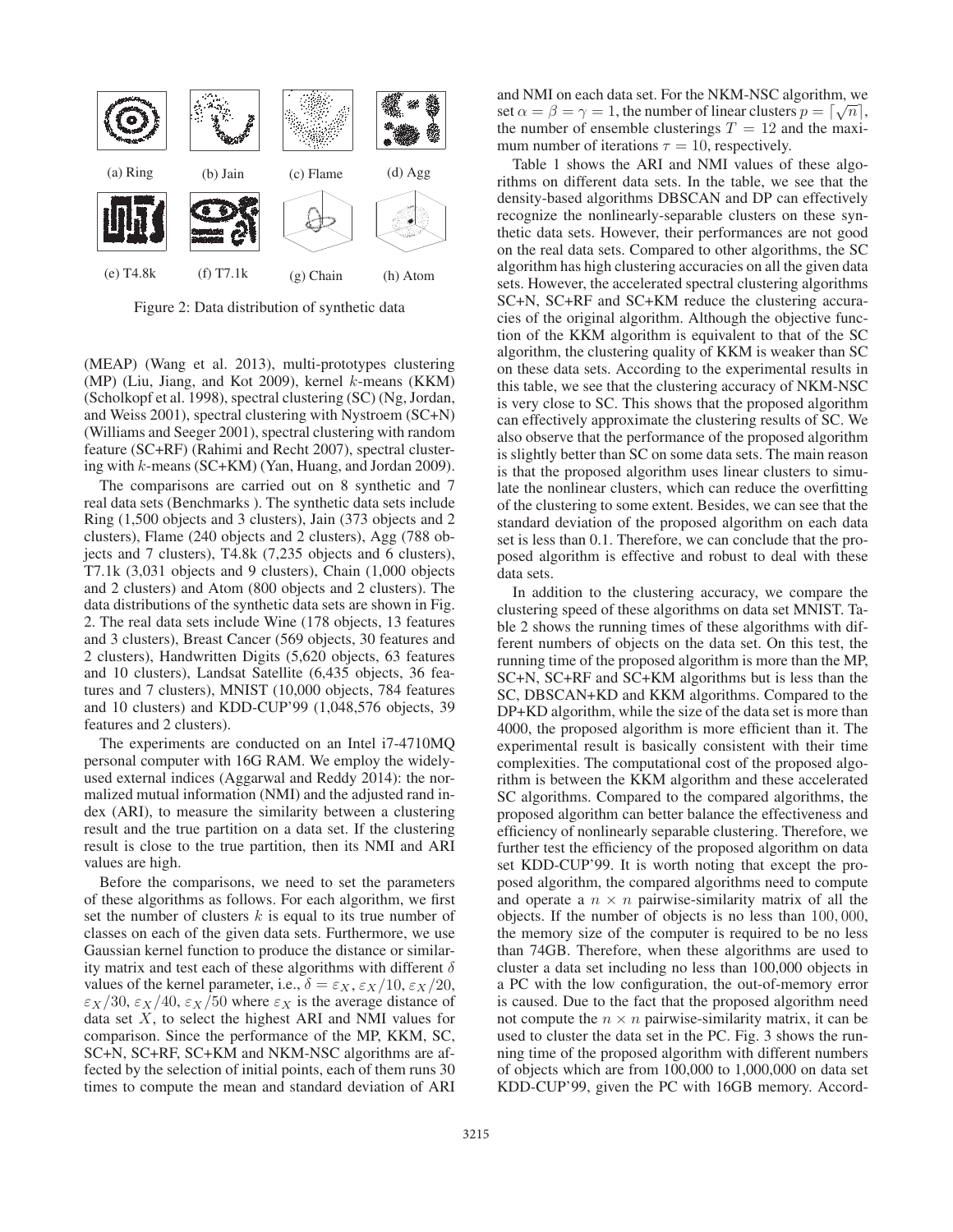(a) Ring (b) Jain (c) Flame (d) Agg

(e) T4.8k (f) T7.1k (g) Chain (h) Atom

Figure 2: Data distribution of synthetic data

(MEAP) (Wang et al. 2013), multi-prototypes clustering (MP) (Liu, Jiang, and Kot 2009), kernel $k$-means (KKM) (Scholkopf et al. 1998), spectral clustering (SC) (Ng, Jordan, and Weiss 2001), spectral clustering with Nystroem (SC+N) (Williams and Seeger 2001), spectral clustering with random feature (SC+RF) (Rahimi and Recht 2007), spectral clustering with $k$-means (SC+KM) (Yan, Huang, and Jordan 2009).

The comparisons are carried out on 8 synthetic and 7 real data sets (Benchmarks ). The synthetic data sets include Ring (1,500 objects and 3 clusters), Jain (373 objects and 2 clusters), Flame (240 objects and 2 clusters), Agg (788 objects and 7 clusters), T4.8k (7,235 objects and 6 clusters), T7.1k (3,031 objects and 9 clusters), Chain (1,000 objects and 2 clusters) and Atom (800 objects and 2 clusters). The data distributions of the synthetic data sets are shown in Fig. 2. The real data sets include Wine (178 objects, 13 features and 3 clusters), Breast Cancer (569 objects, 30 features and 2 clusters), Handwritten Digits (5,620 objects, 63 features and 10 clusters), Landsat Satellite (6,435 objects, 36 features and 7 clusters), MNIST (10,000 objects, 784 features and 10 clusters) and KDD-CUP'99 (1,048,576 objects, 39 features and 2 clusters).

The experiments are conducted on an Intel i7-4710MQ personal computer with 16G RAM. We employ the widely-used external indices (Aggarwal and Reddy 2014): the normalized mutual information (NMI) and the adjusted rand index (ARI), to measure the similarity between a clustering result and the true partition on a data set. If the clustering result is close to the true partition, then its NMI and ARI values are high.

Before the comparisons, we need to set the parameters of these algorithms as follows. For each algorithm, we first set the number of clusters $k$ is equal to its true number of classes on each of the given data sets. Furthermore, we use Gaussian kernel function to produce the distance or similarity matrix and test each of these algorithms with different $\delta$ values of the kernel parameter, i.e., $\delta = \varepsilon_X$, $\varepsilon_X/10$, $\varepsilon_X/20$, $\varepsilon_X/30$, $\varepsilon_X/40$, $\varepsilon_X/50$ where $\varepsilon_X$ is the average distance of data set $X$, to select the highest ARI and NMI values for comparison. Since the performance of the MP, KKM, SC, SC+N, SC+RF, SC+KM and NKM-NSC algorithms are affected by the selection of initial points, each of them runs 30 times to compute the mean and standard deviation of ARI and NMI on each data set. For the NKM-NSC algorithm, we set $\alpha = \beta = \gamma = 1$, the number of linear clusters $p = \lceil \sqrt{n} \rceil$, the number of ensemble clusterings $T = 12$ and the maximum number of iterations $\tau = 10$, respectively.

Table 1 shows the ARI and NMI values of these algorithms on different data sets. In the table, we see that the density-based algorithms DBSCAN and DP can effectively recognize the nonlinearly-separable clusters on these synthetic data sets. However, their performances are not good on the real data sets. Compared to other algorithms, the SC algorithm has high clustering accuracies on all the given data sets. However, the accelerated spectral clustering algorithms SC+N, SC+RF and SC+KM reduce the clustering accuracies of the original algorithm. Although the objective function of the KKM algorithm is equivalent to that of the SC algorithm, the clustering quality of KKM is weaker than SC on these data sets. According to the experimental results in this table, we see that the clustering accuracy of NKM-NSC is very close to SC. This shows that the proposed algorithm can effectively approximate the clustering results of SC. We also observe that the performance of the proposed algorithm is slightly better than SC on some data sets. The main reason is that the proposed algorithm uses linear clusters to simulate the nonlinear clusters, which can reduce the overfitting of the clustering to some extent. Besides, we can see that the standard deviation of the proposed algorithm on each data set is less than 0.1. Therefore, we can conclude that the proposed algorithm is effective and robust to deal with these data sets.

In addition to the clustering accuracy, we compare the clustering speed of these algorithms on data set MNIST. Table 2 shows the running times of these algorithms with different numbers of objects on the data set. On this test, the running time of the proposed algorithm is more than the MP, SC+N, SC+RF and SC+KM algorithms but is less than the SC, DBSCAN+KD and KKM algorithms. Compared to the DP+KD algorithm, while the size of the data set is more than 4000, the proposed algorithm is more efficient than it. The experimental result is basically consistent with their time complexities. The computational cost of the proposed algorithm is between the KKM algorithm and these accelerated SC algorithms. Compared to the compared algorithms, the proposed algorithm can better balance the effectiveness and efficiency of nonlinearly separable clustering. Therefore, we further test the efficiency of the proposed algorithm on data set KDD-CUP'99. It is worth noting that except the proposed algorithm, the compared algorithms need to compute and operate a $n \times n$ pairwise-similarity matrix of all the objects. If the number of objects is no less than $100,000$, the memory size of the computer is required to be no less than 74GB. Therefore, when these algorithms are used to cluster a data set including no less than 100,000 objects in a PC with the low configuration, the out-of-memory error is caused. Due to the fact that the proposed algorithm need not compute the $n \times n$ pairwise-similarity matrix, it can be used to cluster the data set in the PC. Fig. 3 shows the running time of the proposed algorithm with different numbers of objects which are from 100,000 to 1,000,000 on data set KDD-CUP'99, given the PC with 16GB memory. Accord-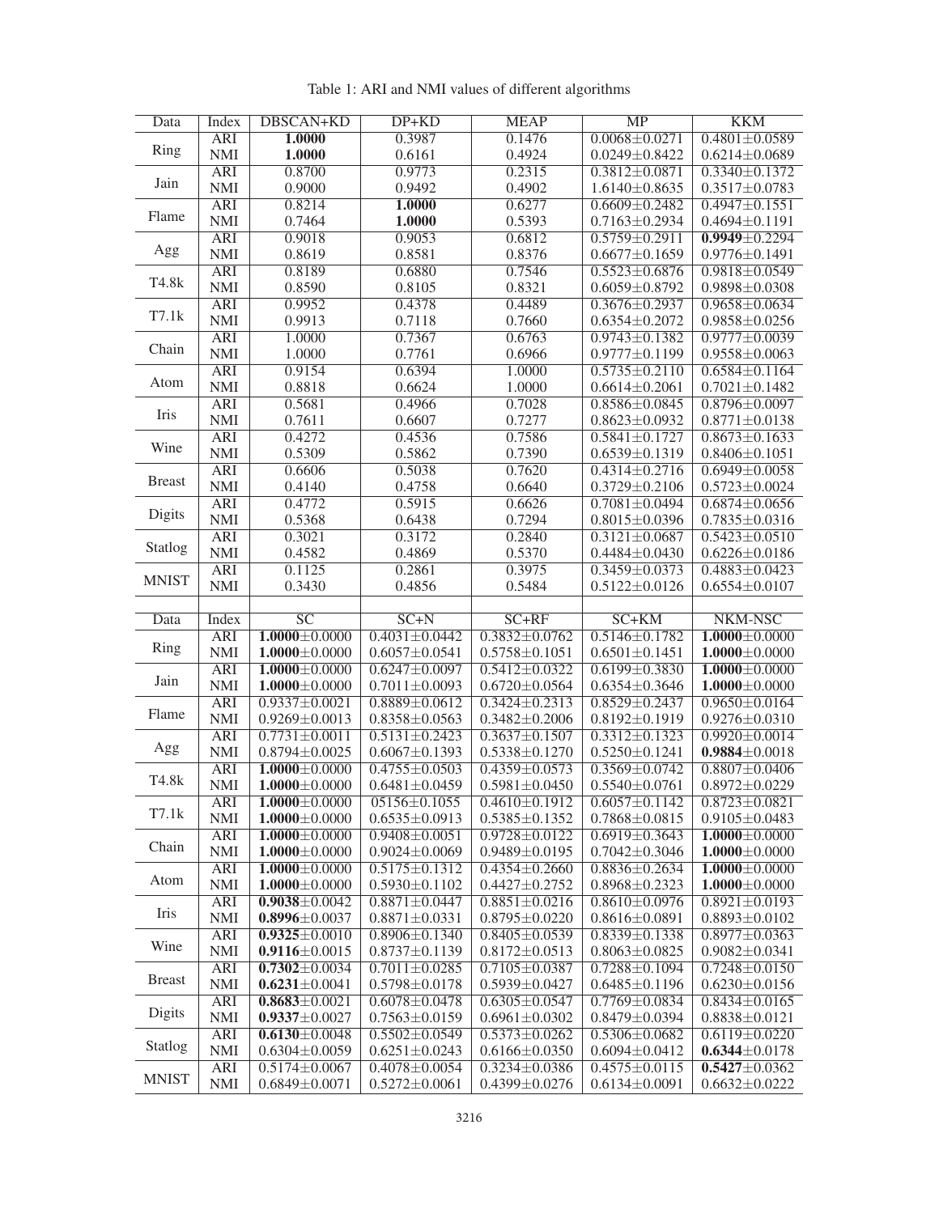Table 1: ARI and NMI values of different algorithms

| Data | Index | DBSCAN+KD | DP+KD | MEAP | MP | KKM |
|---|---|---|---|---|---|---|
| Ring | ARI | **1.0000** | 0.3987 | 0.1476 | 0.0068±0.0271 | 0.4801±0.0589 |
| | NMI | **1.0000** | 0.6161 | 0.4924 | 0.0249±0.8422 | 0.6214±0.0689 |
| Jain | ARI | 0.8700 | 0.9773 | 0.2315 | 0.3812±0.0871 | 0.3340±0.1372 |
| | NMI | 0.9000 | 0.9492 | 0.4902 | 1.6140±0.8635 | 0.3517±0.0783 |
| Flame | ARI | 0.8214 | **1.0000** | 0.6277 | 0.6609±0.2482 | 0.4947±0.1551 |
| | NMI | 0.7464 | **1.0000** | 0.5393 | 0.7163±0.2934 | 0.4694±0.1191 |
| Agg | ARI | 0.9018 | 0.9053 | 0.6812 | 0.5759±0.2911 | **0.9949**±0.2294 |
| | NMI | 0.8619 | 0.8581 | 0.8376 | 0.6677±0.1659 | 0.9776±0.1491 |
| T4.8k | ARI | 0.8189 | 0.6880 | 0.7546 | 0.5523±0.6876 | 0.9818±0.0549 |
| | NMI | 0.8590 | 0.8105 | 0.8321 | 0.6059±0.8792 | 0.9898±0.0308 |
| T7.1k | ARI | 0.9952 | 0.4378 | 0.4489 | 0.3676±0.2937 | 0.9658±0.0634 |
| | NMI | 0.9913 | 0.7118 | 0.7660 | 0.6354±0.2072 | 0.9858±0.0256 |
| Chain | ARI | 1.0000 | 0.7367 | 0.6763 | 0.9743±0.1382 | 0.9777±0.0039 |
| | NMI | 1.0000 | 0.7761 | 0.6966 | 0.9777±0.1199 | 0.9558±0.0063 |
| Atom | ARI | 0.9154 | 0.6394 | 1.0000 | 0.5735±0.2110 | 0.6584±0.1164 |
| | NMI | 0.8818 | 0.6624 | 1.0000 | 0.6614±0.2061 | 0.7021±0.1482 |
| Iris | ARI | 0.5681 | 0.4966 | 0.7028 | 0.8586±0.0845 | 0.8796±0.0097 |
| | NMI | 0.7611 | 0.6607 | 0.7277 | 0.8623±0.0932 | 0.8771±0.0138 |
| Wine | ARI | 0.4272 | 0.4536 | 0.7586 | 0.5841±0.1727 | 0.8673±0.1633 |
| | NMI | 0.5309 | 0.5862 | 0.7390 | 0.6539±0.1319 | 0.8406±0.1051 |
| Breast | ARI | 0.6606 | 0.5038 | 0.7620 | 0.4314±0.2716 | 0.6949±0.0058 |
| | NMI | 0.4140 | 0.4758 | 0.6640 | 0.3729±0.2106 | 0.5723±0.0024 |
| Digits | ARI | 0.4772 | 0.5915 | 0.6626 | 0.7081±0.0494 | 0.6874±0.0656 |
| | NMI | 0.5368 | 0.6438 | 0.7294 | 0.8015±0.0396 | 0.7835±0.0316 |
| Statlog | ARI | 0.3021 | 0.3172 | 0.2840 | 0.3121±0.0687 | 0.5423±0.0510 |
| | NMI | 0.4582 | 0.4869 | 0.5370 | 0.4484±0.0430 | 0.6226±0.0186 |
| MNIST | ARI | 0.1125 | 0.2861 | 0.3975 | 0.3459±0.0373 | 0.4883±0.0423 |
| | NMI | 0.3430 | 0.4856 | 0.5484 | 0.5122±0.0126 | 0.6554±0.0107 |
| | | | | | | |
| **Data** | **Index** | **SC** | **SC+N** | **SC+RF** | **SC+KM** | **NKM-NSC** |
| Ring | ARI | **1.0000**±0.0000 | 0.4031±0.0442 | 0.3832±0.0762 | 0.5146±0.1782 | **1.0000**±0.0000 |
| | NMI | **1.0000**±0.0000 | 0.6057±0.0541 | 0.5758±0.1051 | 0.6501±0.1451 | **1.0000**±0.0000 |
| Jain | ARI | **1.0000**±0.0000 | 0.6247±0.0097 | 0.5412±0.0322 | 0.6199±0.3830 | **1.0000**±0.0000 |
| | NMI | **1.0000**±0.0000 | 0.7011±0.0093 | 0.6720±0.0564 | 0.6354±0.3646 | **1.0000**±0.0000 |
| Flame | ARI | 0.9337±0.0021 | 0.8889±0.0612 | 0.3424±0.2313 | 0.8529±0.2437 | 0.9650±0.0164 |
| | NMI | 0.9269±0.0013 | 0.8358±0.0563 | 0.3482±0.2006 | 0.8192±0.1919 | 0.9276±0.0310 |
| Agg | ARI | 0.7731±0.0011 | 0.5131±0.2423 | 0.3637±0.1507 | 0.3312±0.1323 | 0.9920±0.0014 |
| | NMI | 0.8794±0.0025 | 0.6067±0.1393 | 0.5338±0.1270 | 0.5250±0.1241 | **0.9884**±0.0018 |
| T4.8k | ARI | **1.0000**±0.0000 | 0.4755±0.0503 | 0.4359±0.0573 | 0.3569±0.0742 | 0.8807±0.0406 |
| | NMI | **1.0000**±0.0000 | 0.6481±0.0459 | 0.5981±0.0450 | 0.5540±0.0761 | 0.8972±0.0229 |
| T7.1k | ARI | **1.0000**±0.0000 | 05156±0.1055 | 0.4610±0.1912 | 0.6057±0.1142 | 0.8723±0.0821 |
| | NMI | **1.0000**±0.0000 | 0.6535±0.0913 | 0.5385±0.1352 | 0.7868±0.0815 | 0.9105±0.0483 |
| Chain | ARI | **1.0000**±0.0000 | 0.9408±0.0051 | 0.9728±0.0122 | 0.6919±0.3643 | **1.0000**±0.0000 |
| | NMI | **1.0000**±0.0000 | 0.9024±0.0069 | 0.9489±0.0195 | 0.7042±0.3046 | **1.0000**±0.0000 |
| Atom | ARI | **1.0000**±0.0000 | 0.5175±0.1312 | 0.4354±0.2660 | 0.8836±0.2634 | **1.0000**±0.0000 |
| | NMI | **1.0000**±0.0000 | 0.5930±0.1102 | 0.4427±0.2752 | 0.8968±0.2323 | **1.0000**±0.0000 |
| Iris | ARI | **0.9038**±0.0042 | 0.8871±0.0447 | 0.8851±0.0216 | 0.8610±0.0976 | 0.8921±0.0193 |
| | NMI | **0.8996**±0.0037 | 0.8871±0.0331 | 0.8795±0.0220 | 0.8616±0.0891 | 0.8893±0.0102 |
| Wine | ARI | **0.9325**±0.0010 | 0.8906±0.1340 | 0.8405±0.0539 | 0.8339±0.1338 | 0.8977±0.0363 |
| | NMI | **0.9116**±0.0015 | 0.8737±0.1139 | 0.8172±0.0513 | 0.8063±0.0825 | 0.9082±0.0341 |
| Breast | ARI | **0.7302**±0.0034 | 0.7011±0.0285 | 0.7105±0.0387 | 0.7288±0.1094 | 0.7248±0.0150 |
| | NMI | **0.6231**±0.0041 | 0.5798±0.0178 | 0.5939±0.0427 | 0.6485±0.1196 | 0.6230±0.0156 |
| Digits | ARI | **0.8683**±0.0021 | 0.6078±0.0478 | 0.6305±0.0547 | 0.7769±0.0834 | 0.8434±0.0165 |
| | NMI | **0.9337**±0.0027 | 0.7563±0.0159 | 0.6961±0.0302 | 0.8479±0.0394 | 0.8838±0.0121 |
| Statlog | ARI | **0.6130**±0.0048 | 0.5502±0.0549 | 0.5373±0.0262 | 0.5306±0.0682 | 0.6119±0.0220 |
| | NMI | 0.6304±0.0059 | 0.6251±0.0243 | 0.6166±0.0350 | 0.6094±0.0412 | **0.6344**±0.0178 |
| MNIST | ARI | 0.5174±0.0067 | 0.4078±0.0054 | 0.3234±0.0386 | 0.4575±0.0115 | **0.5427**±0.0362 |
| | NMI | 0.6849±0.0071 | 0.5272±0.0061 | 0.4399±0.0276 | 0.6134±0.0091 | 0.6632±0.0222 |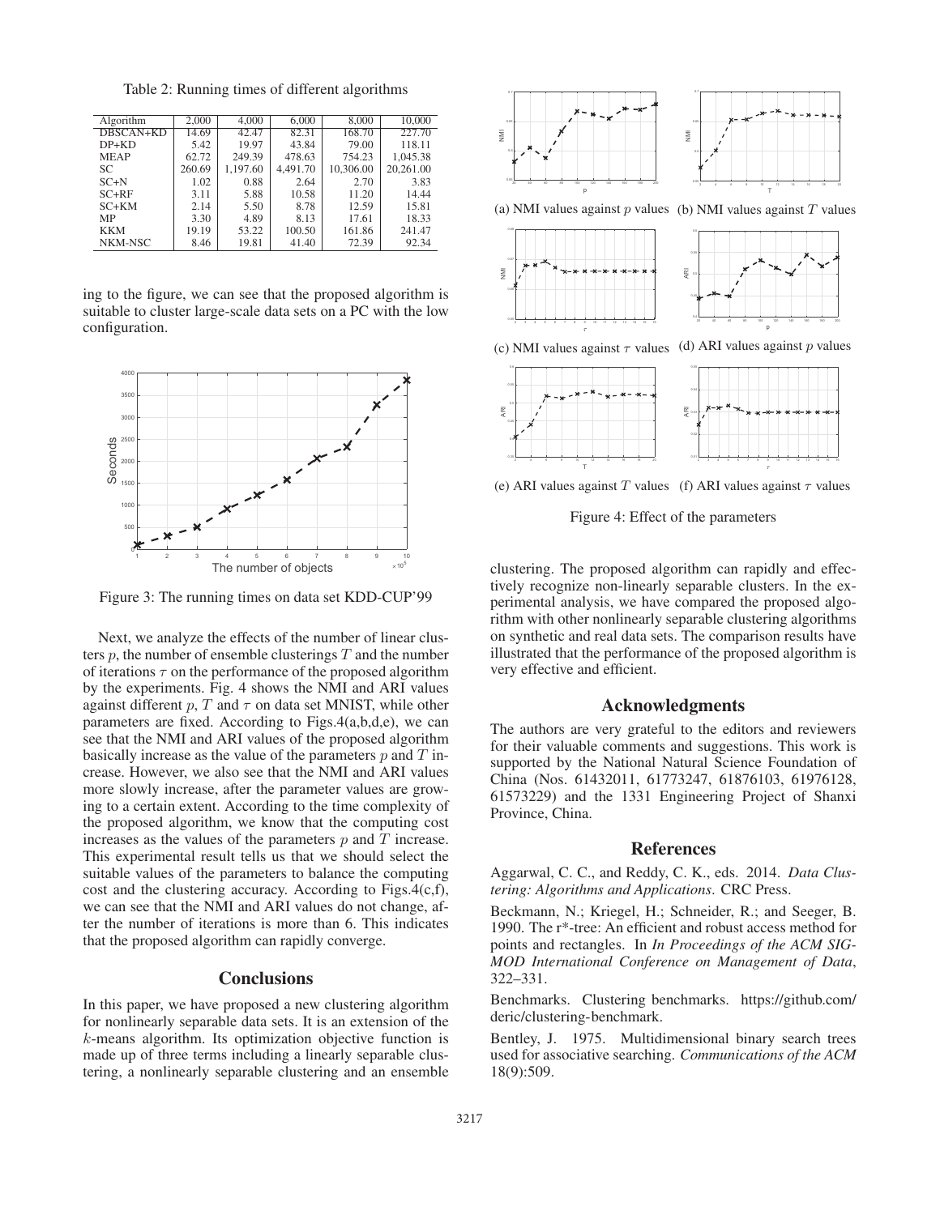Table 2: Running times of different algorithms

| Algorithm | 2,000 | 4,000 | 6,000 | 8,000 | 10,000 |
|---|---|---|---|---|---|
| DBSCAN+KD | 14.69 | 42.47 | 82.31 | 168.70 | 227.70 |
| DP+KD | 5.42 | 19.97 | 43.84 | 79.00 | 118.11 |
| MEAP | 62.72 | 249.39 | 478.63 | 754.23 | 1,045.38 |
| SC | 260.69 | 1,197.60 | 4,491.70 | 10,306.00 | 20,261.00 |
| SC+N | 1.02 | 0.88 | 2.64 | 2.70 | 3.83 |
| SC+RF | 3.11 | 5.88 | 10.58 | 11.20 | 14.44 |
| SC+KM | 2.14 | 5.50 | 8.78 | 12.59 | 15.81 |
| MP | 3.30 | 4.89 | 8.13 | 17.61 | 18.33 |
| KKM | 19.19 | 53.22 | 100.50 | 161.86 | 241.47 |
| NKM-NSC | 8.46 | 19.81 | 41.40 | 72.39 | 92.34 |

ing to the figure, we can see that the proposed algorithm is suitable to cluster large-scale data sets on a PC with the low configuration.

Figure 3: The running times on data set KDD-CUP'99

Next, we analyze the effects of the number of linear clusters $p$, the number of ensemble clusterings $T$ and the number of iterations $\tau$ on the performance of the proposed algorithm by the experiments. Fig. 4 shows the NMI and ARI values against different $p$, $T$ and $\tau$ on data set MNIST, while other parameters are fixed. According to Figs.4(a,b,d,e), we can see that the NMI and ARI values of the proposed algorithm basically increase as the value of the parameters $p$ and $T$ increase. However, we also see that the NMI and ARI values more slowly increase, after the parameter values are growing to a certain extent. According to the time complexity of the proposed algorithm, we know that the computing cost increases as the values of the parameters $p$ and $T$ increase. This experimental result tells us that we should select the suitable values of the parameters to balance the computing cost and the clustering accuracy. According to Figs.4(c,f), we can see that the NMI and ARI values do not change, after the number of iterations is more than 6. This indicates that the proposed algorithm can rapidly converge.

## Conclusions

In this paper, we have proposed a new clustering algorithm for nonlinearly separable data sets. It is an extension of the $k$-means algorithm. Its optimization objective function is made up of three terms including a linearly separable clustering, a nonlinearly separable clustering and an ensemble clustering. The proposed algorithm can rapidly and effectively recognize non-linearly separable clusters. In the experimental analysis, we have compared the proposed algorithm with other nonlinearly separable clustering algorithms on synthetic and real data sets. The comparison results have illustrated that the performance of the proposed algorithm is very effective and efficient.

(a) NMI values against $p$ values (b) NMI values against $T$ values

(c) NMI values against $\tau$ values (d) ARI values against $p$ values

(e) ARI values against $T$ values (f) ARI values against $\tau$ values

Figure 4: Effect of the parameters

## Acknowledgments

The authors are very grateful to the editors and reviewers for their valuable comments and suggestions. This work is supported by the National Natural Science Foundation of China (Nos. 61432011, 61773247, 61876103, 61976128, 61573229) and the 1331 Engineering Project of Shanxi Province, China.

## References

Aggarwal, C. C., and Reddy, C. K., eds. 2014. *Data Clustering: Algorithms and Applications*. CRC Press.

Beckmann, N.; Kriegel, H.; Schneider, R.; and Seeger, B. 1990. The r*-tree: An efficient and robust access method for points and rectangles. In *In Proceedings of the ACM SIGMOD International Conference on Management of Data*, 322–331.

Benchmarks. Clustering benchmarks. https://github.com/deric/clustering-benchmark.

Bentley, J. 1975. Multidimensional binary search trees used for associative searching. *Communications of the ACM* 18(9):509.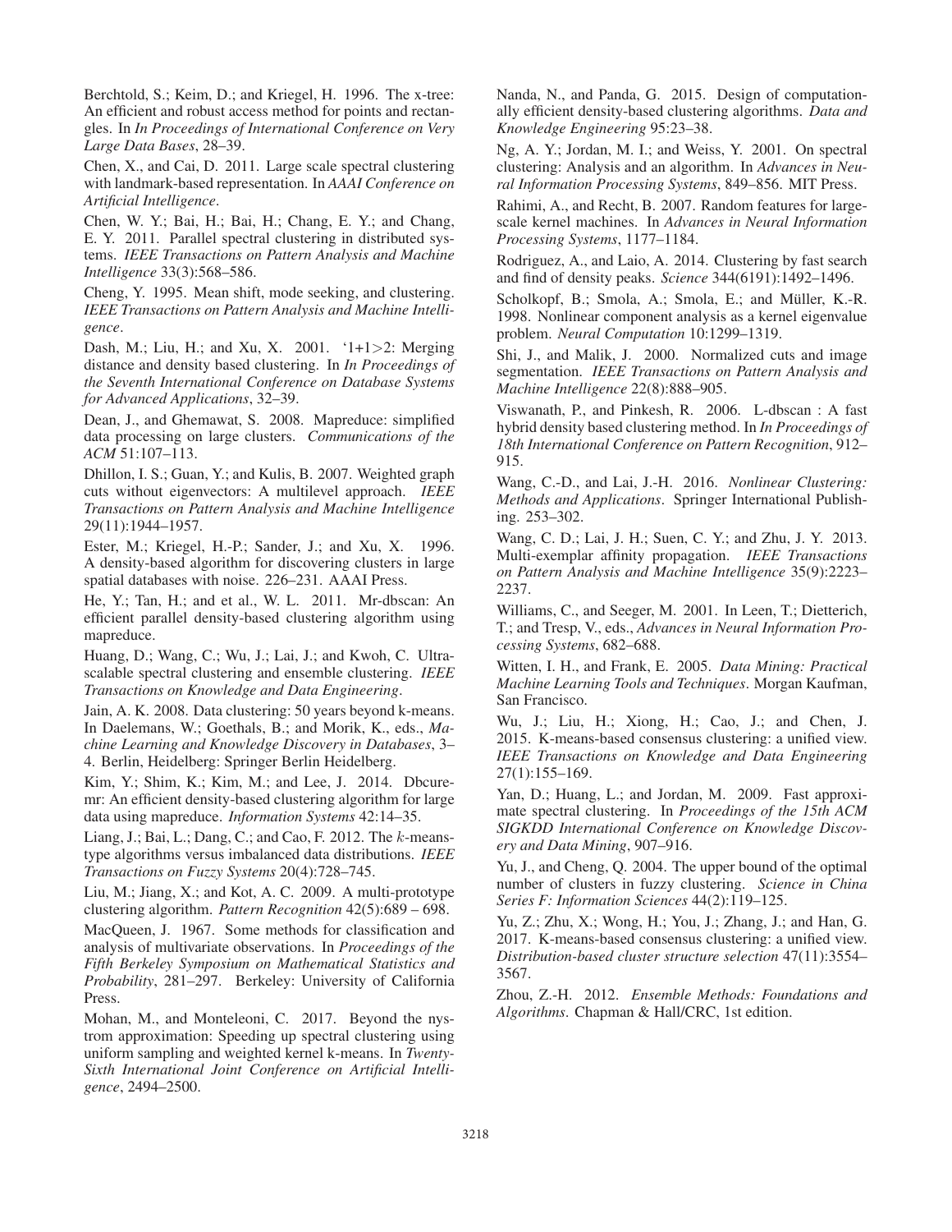Berchtold, S.; Keim, D.; and Kriegel, H. 1996. The x-tree: An efficient and robust access method for points and rectangles. In *In Proceedings of International Conference on Very Large Data Bases*, 28–39.

Chen, X., and Cai, D. 2011. Large scale spectral clustering with landmark-based representation. In *AAAI Conference on Artificial Intelligence*.

Chen, W. Y.; Bai, H.; Bai, H.; Chang, E. Y.; and Chang, E. Y. 2011. Parallel spectral clustering in distributed systems. *IEEE Transactions on Pattern Analysis and Machine Intelligence* 33(3):568–586.

Cheng, Y. 1995. Mean shift, mode seeking, and clustering. *IEEE Transactions on Pattern Analysis and Machine Intelligence*.

Dash, M.; Liu, H.; and Xu, X. 2001. '1+1>2: Merging distance and density based clustering. In *In Proceedings of the Seventh International Conference on Database Systems for Advanced Applications*, 32–39.

Dean, J., and Ghemawat, S. 2008. Mapreduce: simplified data processing on large clusters. *Communications of the ACM* 51:107–113.

Dhillon, I. S.; Guan, Y.; and Kulis, B. 2007. Weighted graph cuts without eigenvectors: A multilevel approach. *IEEE Transactions on Pattern Analysis and Machine Intelligence* 29(11):1944–1957.

Ester, M.; Kriegel, H.-P.; Sander, J.; and Xu, X. 1996. A density-based algorithm for discovering clusters in large spatial databases with noise. 226–231. AAAI Press.

He, Y.; Tan, H.; and et al., W. L. 2011. Mr-dbscan: An efficient parallel density-based clustering algorithm using mapreduce.

Huang, D.; Wang, C.; Wu, J.; Lai, J.; and Kwoh, C. Ultra-scalable spectral clustering and ensemble clustering. *IEEE Transactions on Knowledge and Data Engineering*.

Jain, A. K. 2008. Data clustering: 50 years beyond k-means. In Daelemans, W.; Goethals, B.; and Morik, K., eds., *Machine Learning and Knowledge Discovery in Databases*, 3–4. Berlin, Heidelberg: Springer Berlin Heidelberg.

Kim, Y.; Shim, K.; Kim, M.; and Lee, J. 2014. Dbcure-mr: An efficient density-based clustering algorithm for large data using mapreduce. *Information Systems* 42:14–35.

Liang, J.; Bai, L.; Dang, C.; and Cao, F. 2012. The $k$-means-type algorithms versus imbalanced data distributions. *IEEE Transactions on Fuzzy Systems* 20(4):728–745.

Liu, M.; Jiang, X.; and Kot, A. C. 2009. A multi-prototype clustering algorithm. *Pattern Recognition* 42(5):689 – 698.

MacQueen, J. 1967. Some methods for classification and analysis of multivariate observations. In *Proceedings of the Fifth Berkeley Symposium on Mathematical Statistics and Probability*, 281–297. Berkeley: University of California Press.

Mohan, M., and Monteleoni, C. 2017. Beyond the nystrom approximation: Speeding up spectral clustering using uniform sampling and weighted kernel k-means. In *Twenty-Sixth International Joint Conference on Artificial Intelligence*, 2494–2500.

Nanda, N., and Panda, G. 2015. Design of computationally efficient density-based clustering algorithms. *Data and Knowledge Engineering* 95:23–38.

Ng, A. Y.; Jordan, M. I.; and Weiss, Y. 2001. On spectral clustering: Analysis and an algorithm. In *Advances in Neural Information Processing Systems*, 849–856. MIT Press.

Rahimi, A., and Recht, B. 2007. Random features for large-scale kernel machines. In *Advances in Neural Information Processing Systems*, 1177–1184.

Rodriguez, A., and Laio, A. 2014. Clustering by fast search and find of density peaks. *Science* 344(6191):1492–1496.

Scholkopf, B.; Smola, A.; Smola, E.; and Müller, K.-R. 1998. Nonlinear component analysis as a kernel eigenvalue problem. *Neural Computation* 10:1299–1319.

Shi, J., and Malik, J. 2000. Normalized cuts and image segmentation. *IEEE Transactions on Pattern Analysis and Machine Intelligence* 22(8):888–905.

Viswanath, P., and Pinkesh, R. 2006. L-dbscan : A fast hybrid density based clustering method. In *In Proceedings of 18th International Conference on Pattern Recognition*, 912–915.

Wang, C.-D., and Lai, J.-H. 2016. *Nonlinear Clustering: Methods and Applications*. Springer International Publishing. 253–302.

Wang, C. D.; Lai, J. H.; Suen, C. Y.; and Zhu, J. Y. 2013. Multi-exemplar affinity propagation. *IEEE Transactions on Pattern Analysis and Machine Intelligence* 35(9):2223–2237.

Williams, C., and Seeger, M. 2001. In Leen, T.; Dietterich, T.; and Tresp, V., eds., *Advances in Neural Information Processing Systems*, 682–688.

Witten, I. H., and Frank, E. 2005. *Data Mining: Practical Machine Learning Tools and Techniques*. Morgan Kaufman, San Francisco.

Wu, J.; Liu, H.; Xiong, H.; Cao, J.; and Chen, J. 2015. K-means-based consensus clustering: a unified view. *IEEE Transactions on Knowledge and Data Engineering* 27(1):155–169.

Yan, D.; Huang, L.; and Jordan, M. 2009. Fast approximate spectral clustering. In *Proceedings of the 15th ACM SIGKDD International Conference on Knowledge Discovery and Data Mining*, 907–916.

Yu, J., and Cheng, Q. 2004. The upper bound of the optimal number of clusters in fuzzy clustering. *Science in China Series F: Information Sciences* 44(2):119–125.

Yu, Z.; Zhu, X.; Wong, H.; You, J.; Zhang, J.; and Han, G. 2017. K-means-based consensus clustering: a unified view. *Distribution-based cluster structure selection* 47(11):3554–3567.

Zhou, Z.-H. 2012. *Ensemble Methods: Foundations and Algorithms*. Chapman & Hall/CRC, 1st edition.